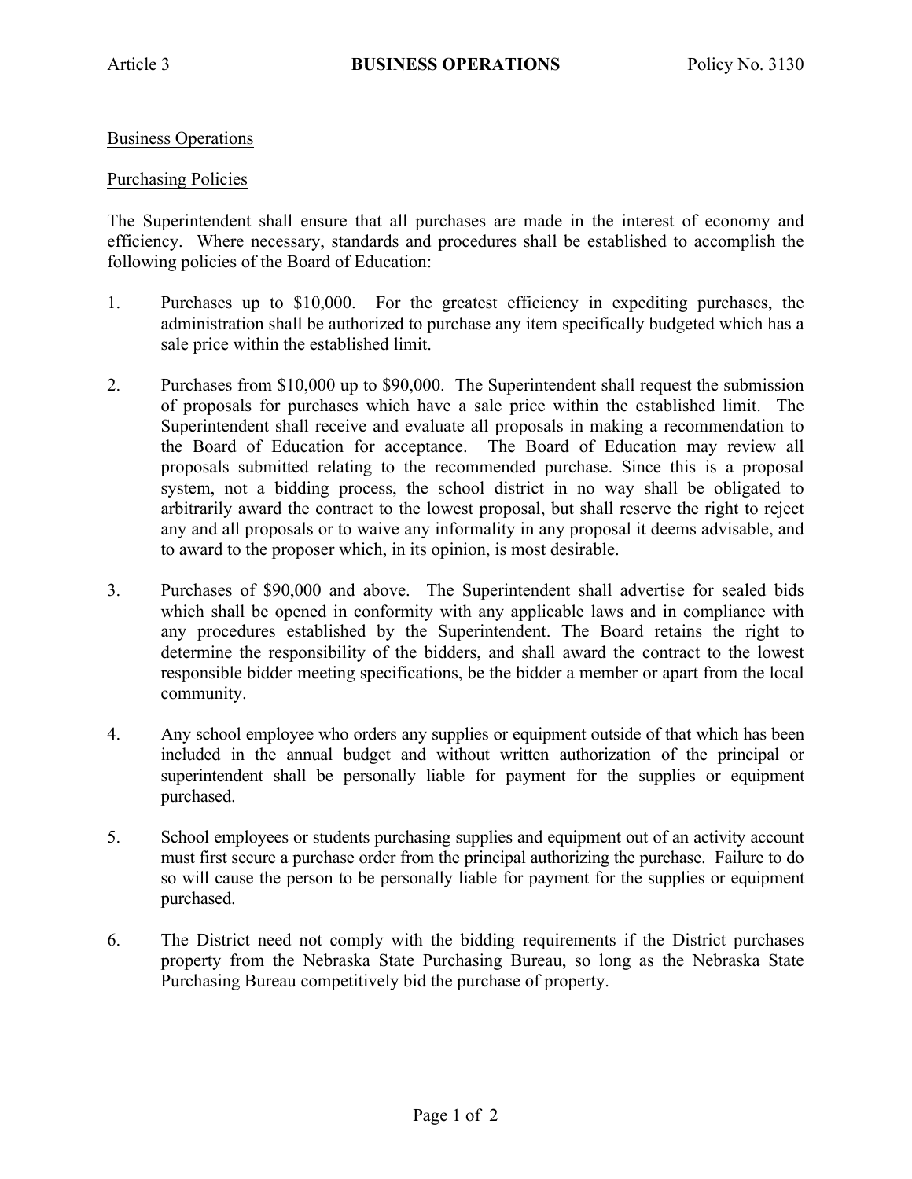Article 3 **BUSINESS OPERATIONS** Policy No. 3130

Business Operations

Purchasing Policies

The Superintendent shall ensure that all purchases are made in the interest of economy and efficiency. Where necessary, standards and procedures shall be established to accomplish the following policies of the Board of Education:

1. Purchases up to $10,000. For the greatest efficiency in expediting purchases, the administration shall be authorized to purchase any item specifically budgeted which has a sale price within the established limit.

2. Purchases from $10,000 up to $90,000. The Superintendent shall request the submission of proposals for purchases which have a sale price within the established limit. The Superintendent shall receive and evaluate all proposals in making a recommendation to the Board of Education for acceptance. The Board of Education may review all proposals submitted relating to the recommended purchase. Since this is a proposal system, not a bidding process, the school district in no way shall be obligated to arbitrarily award the contract to the lowest proposal, but shall reserve the right to reject any and all proposals or to waive any informality in any proposal it deems advisable, and to award to the proposer which, in its opinion, is most desirable.

3. Purchases of $90,000 and above. The Superintendent shall advertise for sealed bids which shall be opened in conformity with any applicable laws and in compliance with any procedures established by the Superintendent. The Board retains the right to determine the responsibility of the bidders, and shall award the contract to the lowest responsible bidder meeting specifications, be the bidder a member or apart from the local community.

4. Any school employee who orders any supplies or equipment outside of that which has been included in the annual budget and without written authorization of the principal or superintendent shall be personally liable for payment for the supplies or equipment purchased.

5. School employees or students purchasing supplies and equipment out of an activity account must first secure a purchase order from the principal authorizing the purchase. Failure to do so will cause the person to be personally liable for payment for the supplies or equipment purchased.

6. The District need not comply with the bidding requirements if the District purchases property from the Nebraska State Purchasing Bureau, so long as the Nebraska State Purchasing Bureau competitively bid the purchase of property.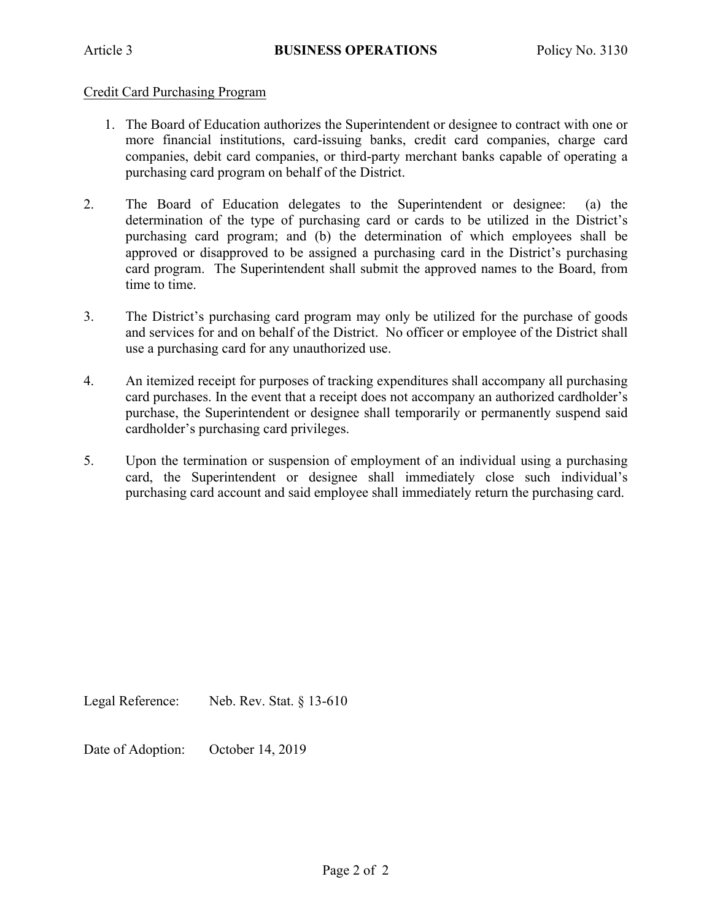Credit Card Purchasing Program

1. The Board of Education authorizes the Superintendent or designee to contract with one or more financial institutions, card-issuing banks, credit card companies, charge card companies, debit card companies, or third-party merchant banks capable of operating a purchasing card program on behalf of the District.

2. The Board of Education delegates to the Superintendent or designee: (a) the determination of the type of purchasing card or cards to be utilized in the District's purchasing card program; and (b) the determination of which employees shall be approved or disapproved to be assigned a purchasing card in the District's purchasing card program. The Superintendent shall submit the approved names to the Board, from time to time.

3. The District's purchasing card program may only be utilized for the purchase of goods and services for and on behalf of the District. No officer or employee of the District shall use a purchasing card for any unauthorized use.

4. An itemized receipt for purposes of tracking expenditures shall accompany all purchasing card purchases. In the event that a receipt does not accompany an authorized cardholder's purchase, the Superintendent or designee shall temporarily or permanently suspend said cardholder's purchasing card privileges.

5. Upon the termination or suspension of employment of an individual using a purchasing card, the Superintendent or designee shall immediately close such individual's purchasing card account and said employee shall immediately return the purchasing card.

Legal Reference: Neb. Rev. Stat. § 13-610

Date of Adoption: October 14, 2019